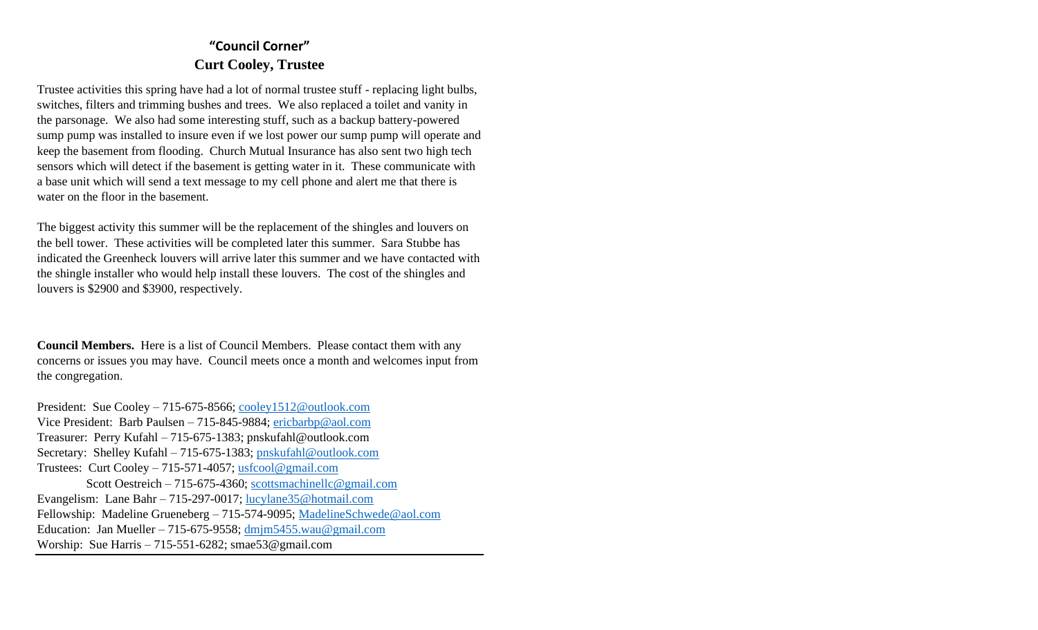## "Council Corner"

### Curt Cooley, Trustee

Trustee activities this spring have had a lot of normal trustee stuff - replacing light bulbs, switches, filters and trimming bushes and trees. We also replaced a toilet and vanity in the parsonage. We also had some interesting stuff, such as a backup battery-powered sump pump was installed to insure even if we lost power our sump pump will operate and keep the basement from flooding. Church Mutual Insurance has also sent two high tech sensors which will detect if the basement is getting water in it. These communicate with a base unit which will send a text message to my cell phone and alert me that there is water on the floor in the basement.

The biggest activity this summer will be the replacement of the shingles and louvers on the bell tower. These activities will be completed later this summer. Sara Stubbe has indicated the Greenheck louvers will arrive later this summer and we have contacted with the shingle installer who would help install these louvers. The cost of the shingles and louvers is $2900 and $3900, respectively.

**Council Members.** Here is a list of Council Members. Please contact them with any concerns or issues you may have. Council meets once a month and welcomes input from the congregation.

President: Sue Cooley – 715-675-8566; cooley1512@outlook.com
Vice President: Barb Paulsen – 715-845-9884; ericbarbp@aol.com
Treasurer: Perry Kufahl – 715-675-1383; pnskufahl@outlook.com
Secretary: Shelley Kufahl – 715-675-1383; pnskufahl@outlook.com
Trustees: Curt Cooley – 715-571-4057; usfcool@gmail.com
Scott Oestreich – 715-675-4360; scottsmachinellc@gmail.com
Evangelism: Lane Bahr – 715-297-0017; lucylane35@hotmail.com
Fellowship: Madeline Grueneberg – 715-574-9095; MadelineSchwede@aol.com
Education: Jan Mueller – 715-675-9558; dmjm5455.wau@gmail.com
Worship: Sue Harris – 715-551-6282; smae53@gmail.com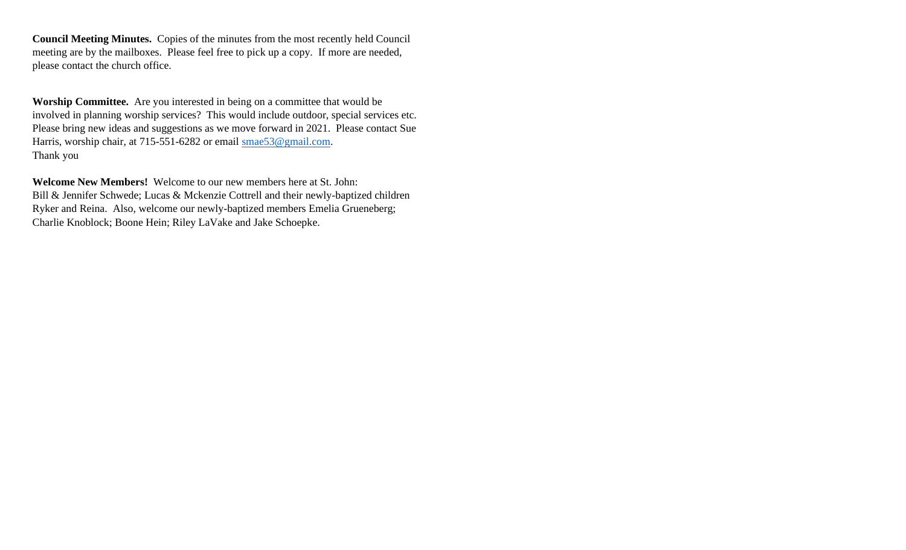**Council Meeting Minutes.** Copies of the minutes from the most recently held Council meeting are by the mailboxes. Please feel free to pick up a copy. If more are needed, please contact the church office.

**Worship Committee.** Are you interested in being on a committee that would be involved in planning worship services? This would include outdoor, special services etc. Please bring new ideas and suggestions as we move forward in 2021. Please contact Sue Harris, worship chair, at 715-551-6282 or email smae53@gmail.com.
Thank you

**Welcome New Members!** Welcome to our new members here at St. John:
Bill & Jennifer Schwede; Lucas & Mckenzie Cottrell and their newly-baptized children Ryker and Reina. Also, welcome our newly-baptized members Emelia Grueneberg; Charlie Knoblock; Boone Hein; Riley LaVake and Jake Schoepke.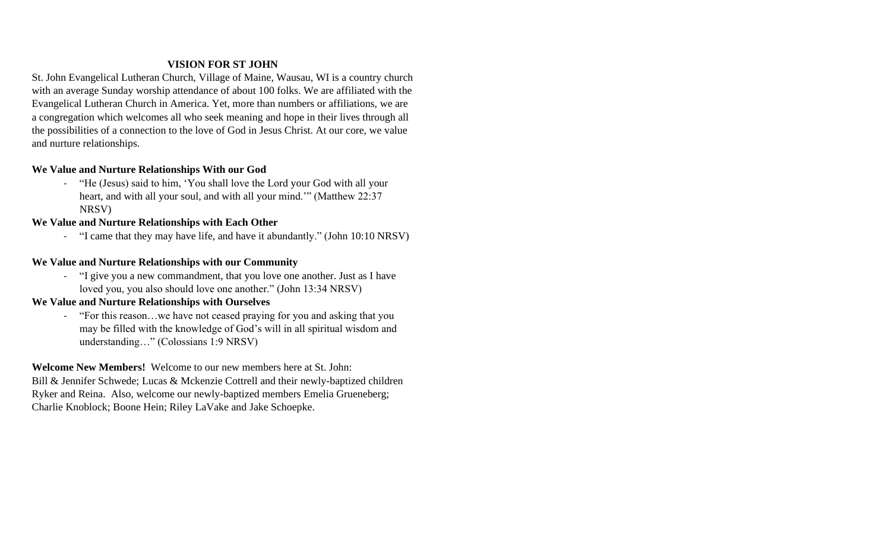## VISION FOR ST JOHN

St. John Evangelical Lutheran Church, Village of Maine, Wausau, WI is a country church with an average Sunday worship attendance of about 100 folks. We are affiliated with the Evangelical Lutheran Church in America. Yet, more than numbers or affiliations, we are a congregation which welcomes all who seek meaning and hope in their lives through all the possibilities of a connection to the love of God in Jesus Christ. At our core, we value and nurture relationships.

**We Value and Nurture Relationships With our God**

- "He (Jesus) said to him, 'You shall love the Lord your God with all your heart, and with all your soul, and with all your mind.'" (Matthew 22:37 NRSV)

**We Value and Nurture Relationships with Each Other**

- "I came that they may have life, and have it abundantly." (John 10:10 NRSV)

**We Value and Nurture Relationships with our Community**

- "I give you a new commandment, that you love one another. Just as I have loved you, you also should love one another." (John 13:34 NRSV)

**We Value and Nurture Relationships with Ourselves**

- "For this reason…we have not ceased praying for you and asking that you may be filled with the knowledge of God's will in all spiritual wisdom and understanding…" (Colossians 1:9 NRSV)

**Welcome New Members!** Welcome to our new members here at St. John: Bill & Jennifer Schwede; Lucas & Mckenzie Cottrell and their newly-baptized children Ryker and Reina. Also, welcome our newly-baptized members Emelia Grueneberg; Charlie Knoblock; Boone Hein; Riley LaVake and Jake Schoepke.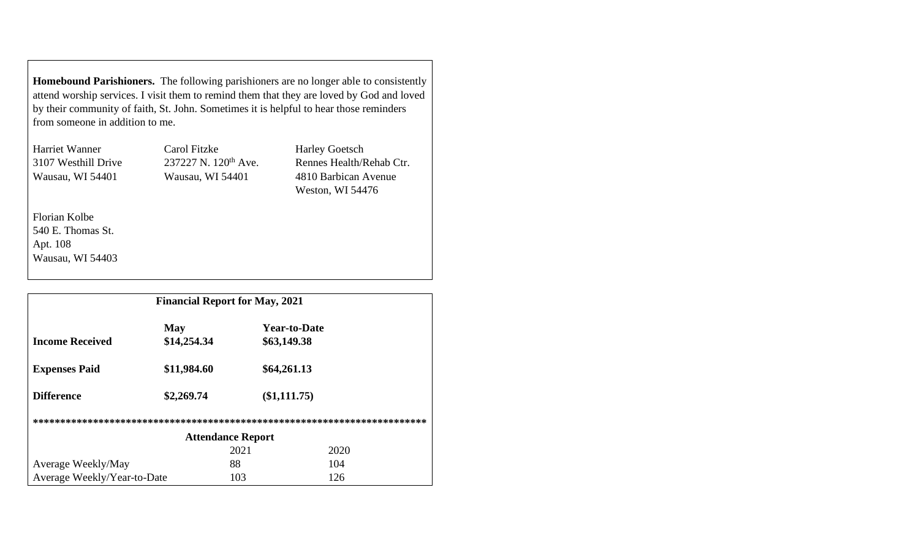**Homebound Parishioners.** The following parishioners are no longer able to consistently attend worship services. I visit them to remind them that they are loved by God and loved by their community of faith, St. John. Sometimes it is helpful to hear those reminders from someone in addition to me.

Harriet Wanner
3107 Westhill Drive
Wausau, WI 54401

Carol Fitzke
237227 N. 120th Ave.
Wausau, WI 54401

Harley Goetsch
Rennes Health/Rehab Ctr.
4810 Barbican Avenue
Weston, WI 54476

Florian Kolbe
540 E. Thomas St.
Apt. 108
Wausau, WI 54403

**Financial Report for May, 2021**

| | **May** | **Year-to-Date** |
|---|---|---|
| **Income Received** | **$14,254.34** | **$63,149.38** |
| **Expenses Paid** | **$11,984.60** | **$64,261.13** |
| **Difference** | **$2,269.74** | **($1,111.75)** |

************************************************************************

**Attendance Report**

| | 2021 | 2020 |
|---|---|---|
| Average Weekly/May | 88 | 104 |
| Average Weekly/Year-to-Date | 103 | 126 |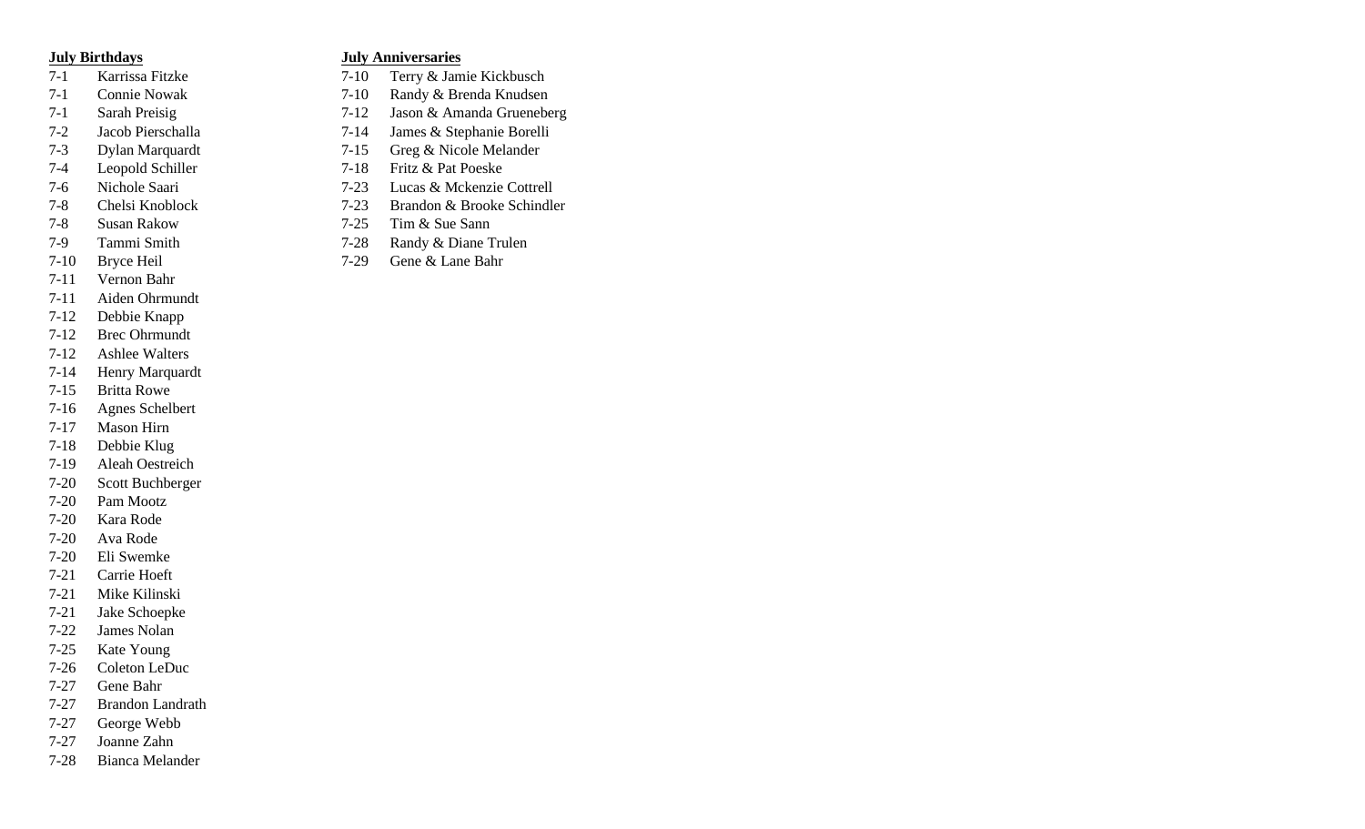**July Birthdays**

| | |
|---|---|
| 7-1 | Karrissa Fitzke |
| 7-1 | Connie Nowak |
| 7-1 | Sarah Preisig |
| 7-2 | Jacob Pierschalla |
| 7-3 | Dylan Marquardt |
| 7-4 | Leopold Schiller |
| 7-6 | Nichole Saari |
| 7-8 | Chelsi Knoblock |
| 7-8 | Susan Rakow |
| 7-9 | Tammi Smith |
| 7-10 | Bryce Heil |
| 7-11 | Vernon Bahr |
| 7-11 | Aiden Ohrmundt |
| 7-12 | Debbie Knapp |
| 7-12 | Brec Ohrmundt |
| 7-12 | Ashlee Walters |
| 7-14 | Henry Marquardt |
| 7-15 | Britta Rowe |
| 7-16 | Agnes Schelbert |
| 7-17 | Mason Hirn |
| 7-18 | Debbie Klug |
| 7-19 | Aleah Oestreich |
| 7-20 | Scott Buchberger |
| 7-20 | Pam Mootz |
| 7-20 | Kara Rode |
| 7-20 | Ava Rode |
| 7-20 | Eli Swemke |
| 7-21 | Carrie Hoeft |
| 7-21 | Mike Kilinski |
| 7-21 | Jake Schoepke |
| 7-22 | James Nolan |
| 7-25 | Kate Young |
| 7-26 | Coleton LeDuc |
| 7-27 | Gene Bahr |
| 7-27 | Brandon Landrath |
| 7-27 | George Webb |
| 7-27 | Joanne Zahn |
| 7-28 | Bianca Melander |

**July Anniversaries**

| | |
|---|---|
| 7-10 | Terry & Jamie Kickbusch |
| 7-10 | Randy & Brenda Knudsen |
| 7-12 | Jason & Amanda Grueneberg |
| 7-14 | James & Stephanie Borelli |
| 7-15 | Greg & Nicole Melander |
| 7-18 | Fritz & Pat Poeske |
| 7-23 | Lucas & Mckenzie Cottrell |
| 7-23 | Brandon & Brooke Schindler |
| 7-25 | Tim & Sue Sann |
| 7-28 | Randy & Diane Trulen |
| 7-29 | Gene & Lane Bahr |